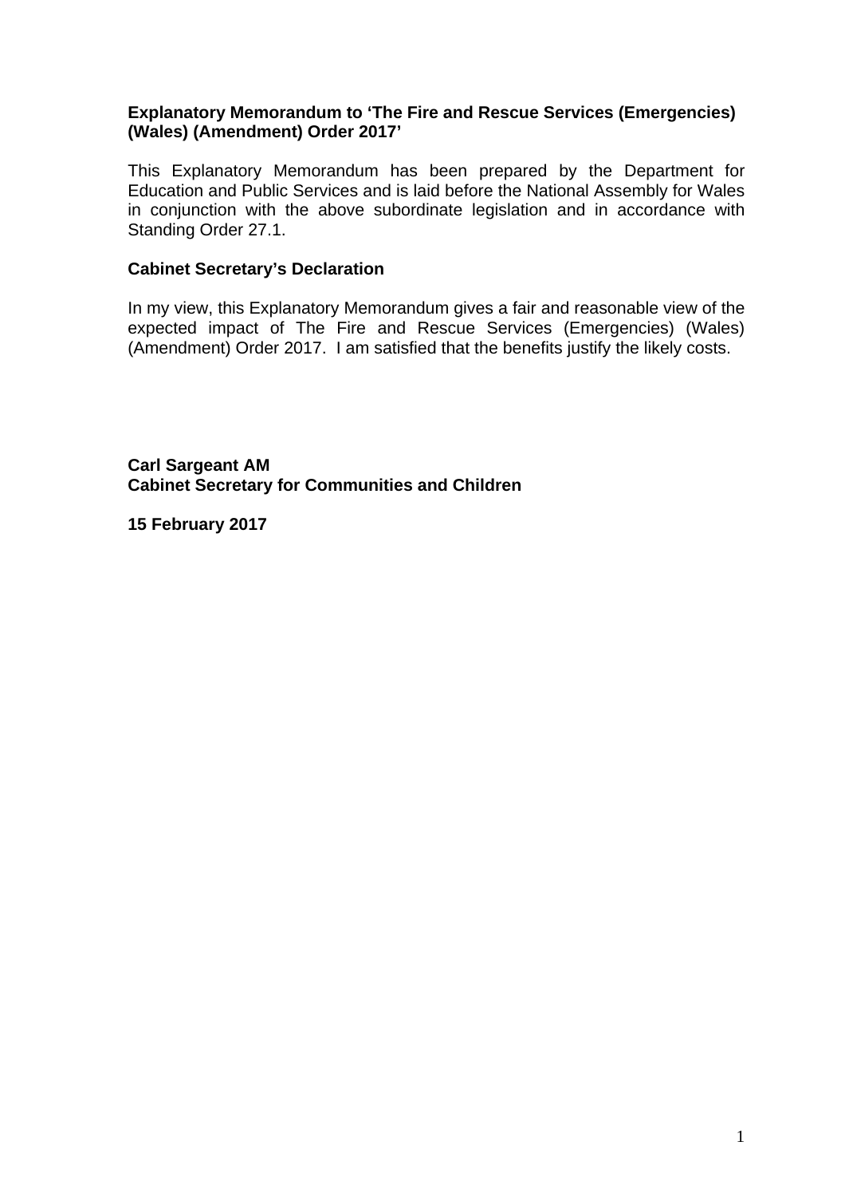**Explanatory Memorandum to 'The Fire and Rescue Services (Emergencies) (Wales) (Amendment) Order 2017'**

This Explanatory Memorandum has been prepared by the Department for Education and Public Services and is laid before the National Assembly for Wales in conjunction with the above subordinate legislation and in accordance with Standing Order 27.1.

**Cabinet Secretary's Declaration**

In my view, this Explanatory Memorandum gives a fair and reasonable view of the expected impact of The Fire and Rescue Services (Emergencies) (Wales) (Amendment) Order 2017. I am satisfied that the benefits justify the likely costs.

**Carl Sargeant AM**
**Cabinet Secretary for Communities and Children**

**15 February 2017**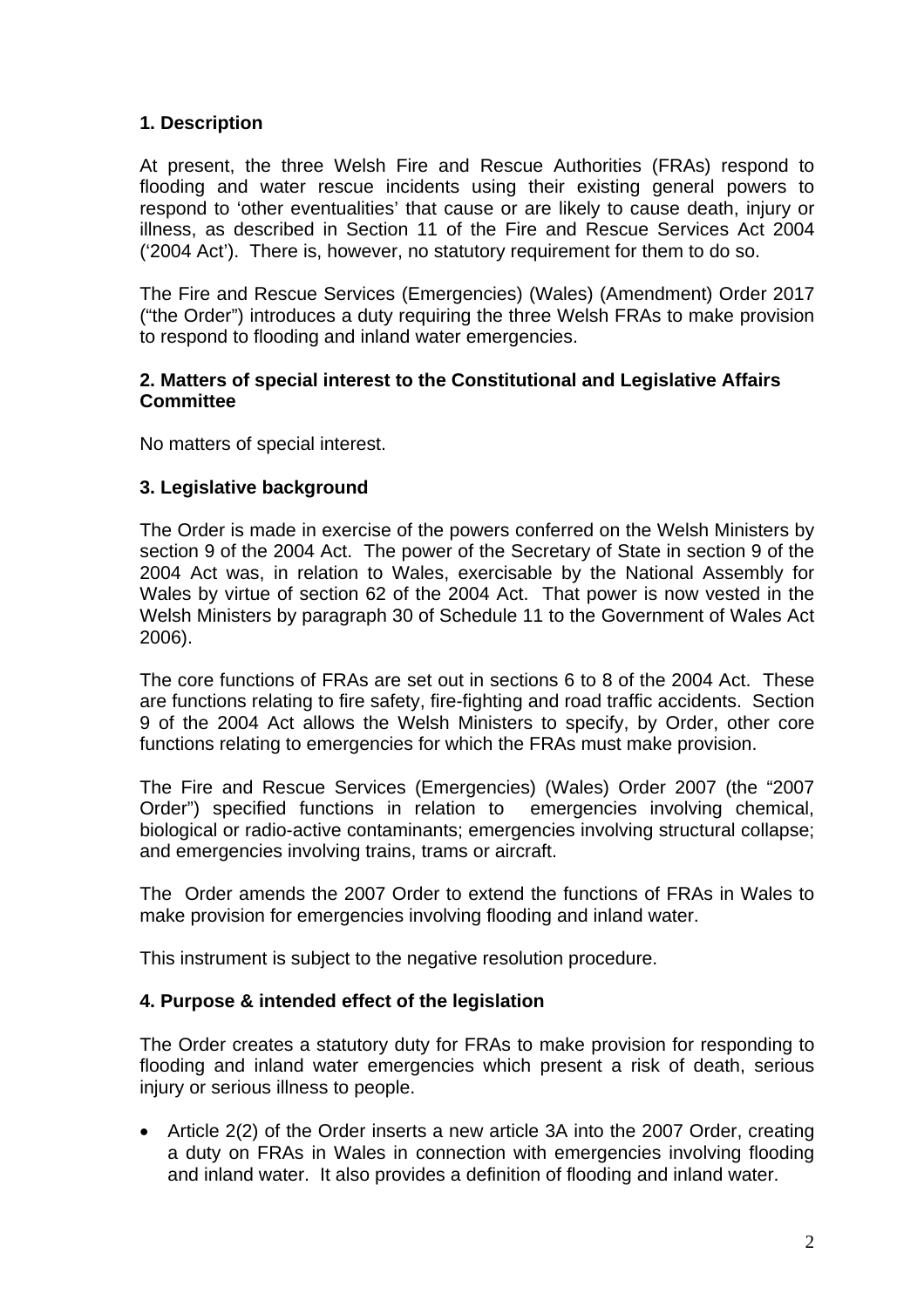## 1. Description

At present, the three Welsh Fire and Rescue Authorities (FRAs) respond to flooding and water rescue incidents using their existing general powers to respond to 'other eventualities' that cause or are likely to cause death, injury or illness, as described in Section 11 of the Fire and Rescue Services Act 2004 ('2004 Act'). There is, however, no statutory requirement for them to do so.

The Fire and Rescue Services (Emergencies) (Wales) (Amendment) Order 2017 ("the Order") introduces a duty requiring the three Welsh FRAs to make provision to respond to flooding and inland water emergencies.

## 2. Matters of special interest to the Constitutional and Legislative Affairs Committee

No matters of special interest.

## 3. Legislative background

The Order is made in exercise of the powers conferred on the Welsh Ministers by section 9 of the 2004 Act. The power of the Secretary of State in section 9 of the 2004 Act was, in relation to Wales, exercisable by the National Assembly for Wales by virtue of section 62 of the 2004 Act. That power is now vested in the Welsh Ministers by paragraph 30 of Schedule 11 to the Government of Wales Act 2006).

The core functions of FRAs are set out in sections 6 to 8 of the 2004 Act. These are functions relating to fire safety, fire-fighting and road traffic accidents. Section 9 of the 2004 Act allows the Welsh Ministers to specify, by Order, other core functions relating to emergencies for which the FRAs must make provision.

The Fire and Rescue Services (Emergencies) (Wales) Order 2007 (the "2007 Order") specified functions in relation to emergencies involving chemical, biological or radio-active contaminants; emergencies involving structural collapse; and emergencies involving trains, trams or aircraft.

The Order amends the 2007 Order to extend the functions of FRAs in Wales to make provision for emergencies involving flooding and inland water.

This instrument is subject to the negative resolution procedure.

## 4. Purpose & intended effect of the legislation

The Order creates a statutory duty for FRAs to make provision for responding to flooding and inland water emergencies which present a risk of death, serious injury or serious illness to people.

- Article 2(2) of the Order inserts a new article 3A into the 2007 Order, creating a duty on FRAs in Wales in connection with emergencies involving flooding and inland water. It also provides a definition of flooding and inland water.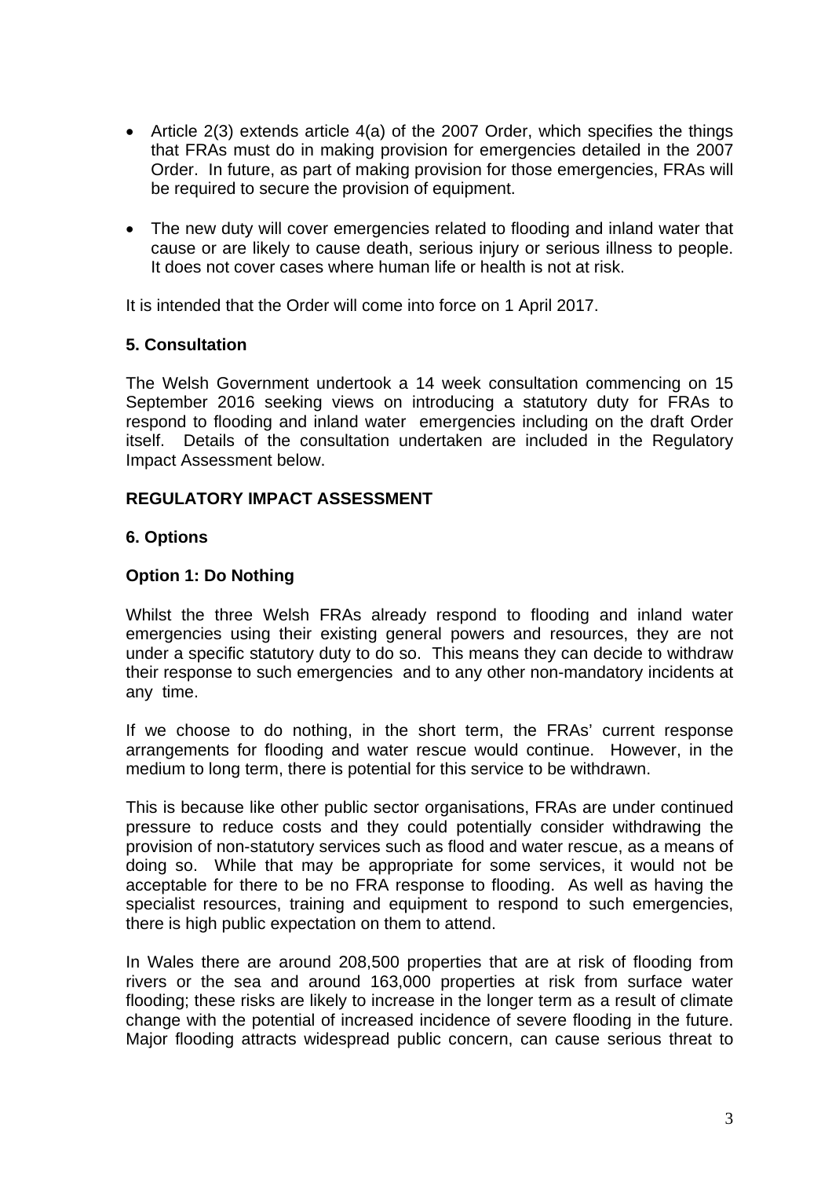- Article 2(3) extends article 4(a) of the 2007 Order, which specifies the things that FRAs must do in making provision for emergencies detailed in the 2007 Order. In future, as part of making provision for those emergencies, FRAs will be required to secure the provision of equipment.

- The new duty will cover emergencies related to flooding and inland water that cause or are likely to cause death, serious injury or serious illness to people. It does not cover cases where human life or health is not at risk.

It is intended that the Order will come into force on 1 April 2017.

**5. Consultation**

The Welsh Government undertook a 14 week consultation commencing on 15 September 2016 seeking views on introducing a statutory duty for FRAs to respond to flooding and inland water emergencies including on the draft Order itself. Details of the consultation undertaken are included in the Regulatory Impact Assessment below.

**REGULATORY IMPACT ASSESSMENT**

**6. Options**

**Option 1: Do Nothing**

Whilst the three Welsh FRAs already respond to flooding and inland water emergencies using their existing general powers and resources, they are not under a specific statutory duty to do so. This means they can decide to withdraw their response to such emergencies and to any other non-mandatory incidents at any time.

If we choose to do nothing, in the short term, the FRAs' current response arrangements for flooding and water rescue would continue. However, in the medium to long term, there is potential for this service to be withdrawn.

This is because like other public sector organisations, FRAs are under continued pressure to reduce costs and they could potentially consider withdrawing the provision of non-statutory services such as flood and water rescue, as a means of doing so. While that may be appropriate for some services, it would not be acceptable for there to be no FRA response to flooding. As well as having the specialist resources, training and equipment to respond to such emergencies, there is high public expectation on them to attend.

In Wales there are around 208,500 properties that are at risk of flooding from rivers or the sea and around 163,000 properties at risk from surface water flooding; these risks are likely to increase in the longer term as a result of climate change with the potential of increased incidence of severe flooding in the future. Major flooding attracts widespread public concern, can cause serious threat to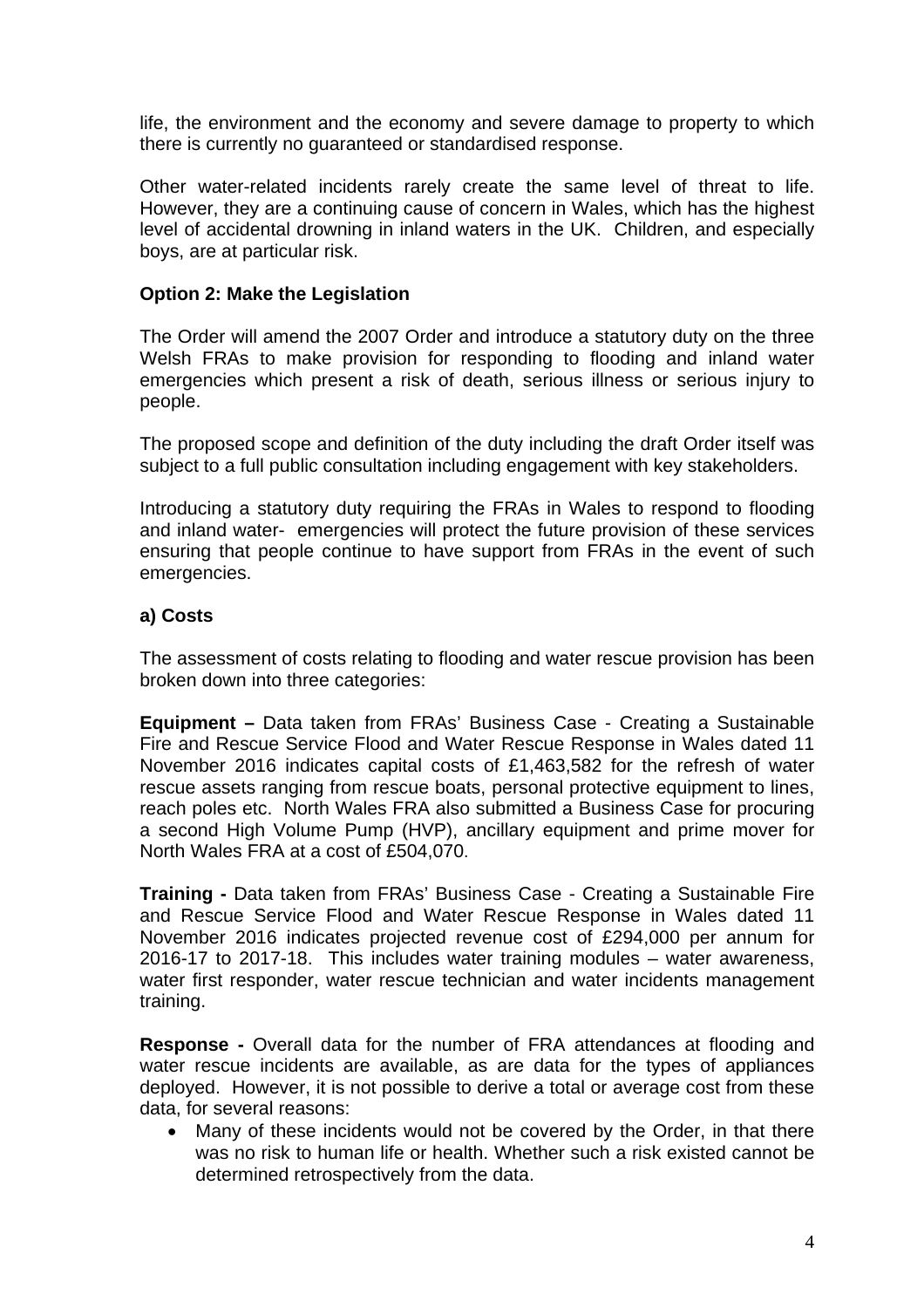life, the environment and the economy and severe damage to property to which there is currently no guaranteed or standardised response.

Other water-related incidents rarely create the same level of threat to life. However, they are a continuing cause of concern in Wales, which has the highest level of accidental drowning in inland waters in the UK. Children, and especially boys, are at particular risk.

**Option 2: Make the Legislation**

The Order will amend the 2007 Order and introduce a statutory duty on the three Welsh FRAs to make provision for responding to flooding and inland water emergencies which present a risk of death, serious illness or serious injury to people.

The proposed scope and definition of the duty including the draft Order itself was subject to a full public consultation including engagement with key stakeholders.

Introducing a statutory duty requiring the FRAs in Wales to respond to flooding and inland water- emergencies will protect the future provision of these services ensuring that people continue to have support from FRAs in the event of such emergencies.

**a) Costs**

The assessment of costs relating to flooding and water rescue provision has been broken down into three categories:

**Equipment –** Data taken from FRAs' Business Case - Creating a Sustainable Fire and Rescue Service Flood and Water Rescue Response in Wales dated 11 November 2016 indicates capital costs of £1,463,582 for the refresh of water rescue assets ranging from rescue boats, personal protective equipment to lines, reach poles etc. North Wales FRA also submitted a Business Case for procuring a second High Volume Pump (HVP), ancillary equipment and prime mover for North Wales FRA at a cost of £504,070.

**Training -** Data taken from FRAs' Business Case - Creating a Sustainable Fire and Rescue Service Flood and Water Rescue Response in Wales dated 11 November 2016 indicates projected revenue cost of £294,000 per annum for 2016-17 to 2017-18. This includes water training modules – water awareness, water first responder, water rescue technician and water incidents management training.

**Response -** Overall data for the number of FRA attendances at flooding and water rescue incidents are available, as are data for the types of appliances deployed. However, it is not possible to derive a total or average cost from these data, for several reasons:

- Many of these incidents would not be covered by the Order, in that there was no risk to human life or health. Whether such a risk existed cannot be determined retrospectively from the data.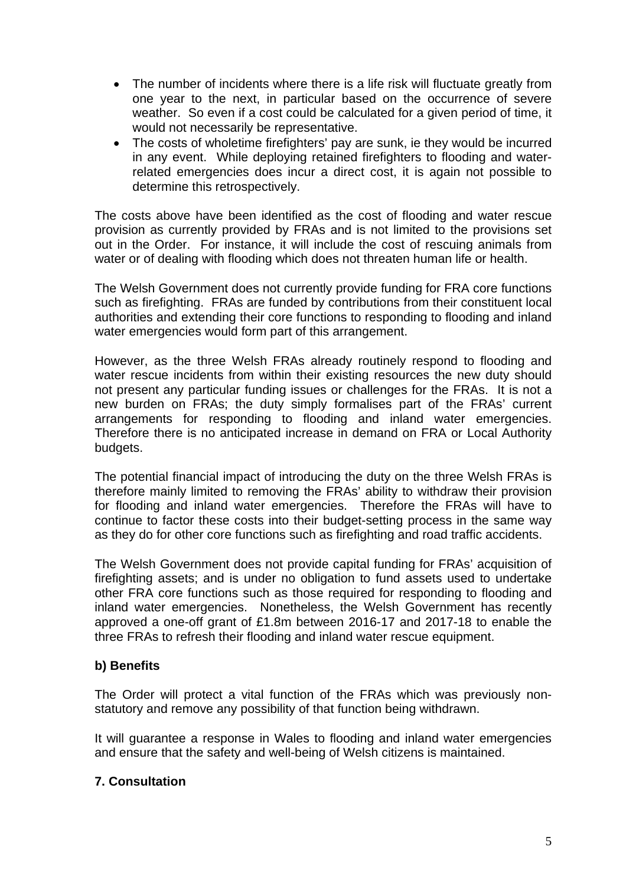- The number of incidents where there is a life risk will fluctuate greatly from one year to the next, in particular based on the occurrence of severe weather. So even if a cost could be calculated for a given period of time, it would not necessarily be representative.
- The costs of wholetime firefighters' pay are sunk, ie they would be incurred in any event. While deploying retained firefighters to flooding and water-related emergencies does incur a direct cost, it is again not possible to determine this retrospectively.

The costs above have been identified as the cost of flooding and water rescue provision as currently provided by FRAs and is not limited to the provisions set out in the Order. For instance, it will include the cost of rescuing animals from water or of dealing with flooding which does not threaten human life or health.

The Welsh Government does not currently provide funding for FRA core functions such as firefighting. FRAs are funded by contributions from their constituent local authorities and extending their core functions to responding to flooding and inland water emergencies would form part of this arrangement.

However, as the three Welsh FRAs already routinely respond to flooding and water rescue incidents from within their existing resources the new duty should not present any particular funding issues or challenges for the FRAs. It is not a new burden on FRAs; the duty simply formalises part of the FRAs' current arrangements for responding to flooding and inland water emergencies. Therefore there is no anticipated increase in demand on FRA or Local Authority budgets.

The potential financial impact of introducing the duty on the three Welsh FRAs is therefore mainly limited to removing the FRAs' ability to withdraw their provision for flooding and inland water emergencies. Therefore the FRAs will have to continue to factor these costs into their budget-setting process in the same way as they do for other core functions such as firefighting and road traffic accidents.

The Welsh Government does not provide capital funding for FRAs' acquisition of firefighting assets; and is under no obligation to fund assets used to undertake other FRA core functions such as those required for responding to flooding and inland water emergencies. Nonetheless, the Welsh Government has recently approved a one-off grant of £1.8m between 2016-17 and 2017-18 to enable the three FRAs to refresh their flooding and inland water rescue equipment.

**b) Benefits**

The Order will protect a vital function of the FRAs which was previously non-statutory and remove any possibility of that function being withdrawn.

It will guarantee a response in Wales to flooding and inland water emergencies and ensure that the safety and well-being of Welsh citizens is maintained.

## 7. Consultation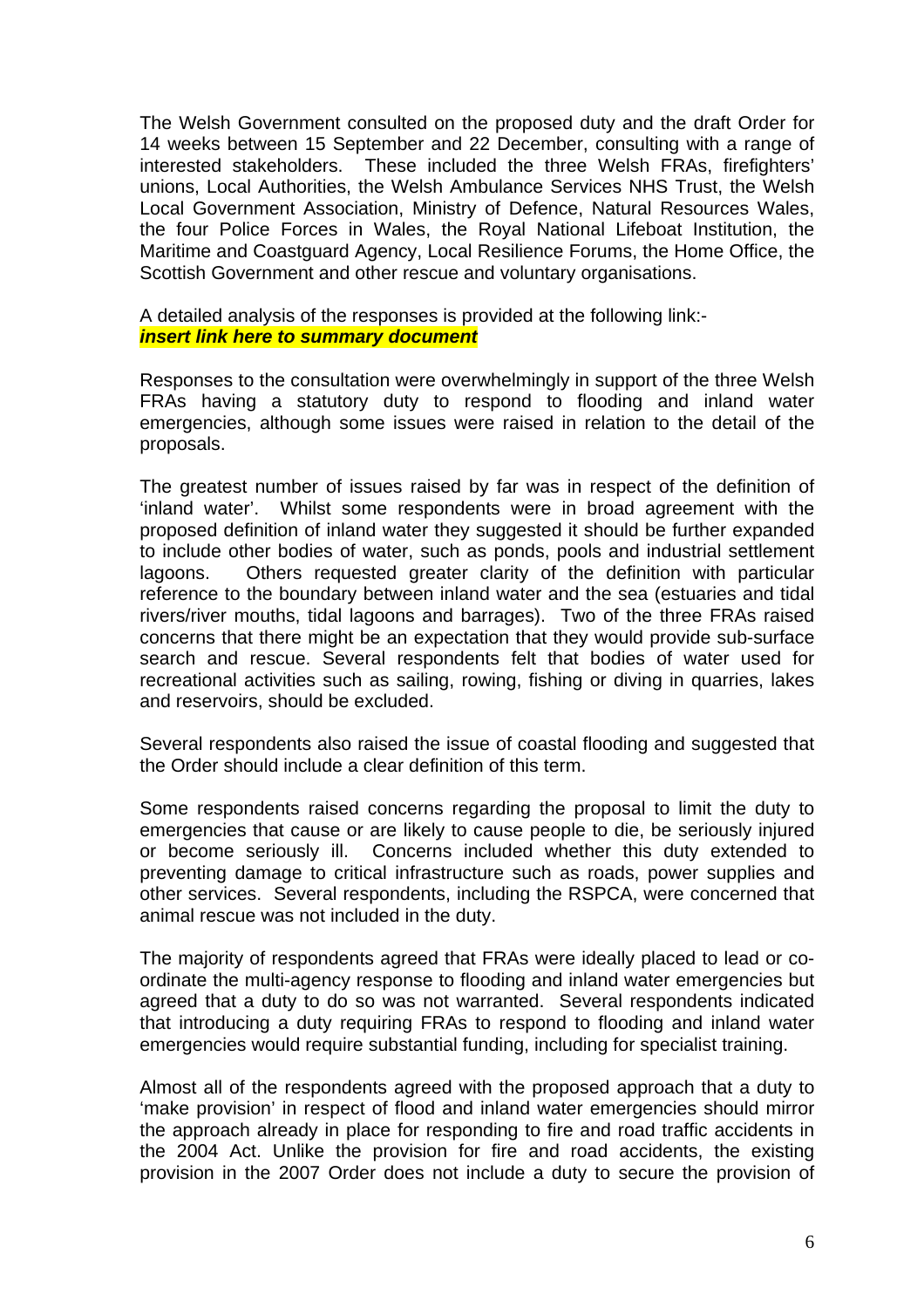The Welsh Government consulted on the proposed duty and the draft Order for 14 weeks between 15 September and 22 December, consulting with a range of interested stakeholders. These included the three Welsh FRAs, firefighters' unions, Local Authorities, the Welsh Ambulance Services NHS Trust, the Welsh Local Government Association, Ministry of Defence, Natural Resources Wales, the four Police Forces in Wales, the Royal National Lifeboat Institution, the Maritime and Coastguard Agency, Local Resilience Forums, the Home Office, the Scottish Government and other rescue and voluntary organisations.

A detailed analysis of the responses is provided at the following link:-
***insert link here to summary document***

Responses to the consultation were overwhelmingly in support of the three Welsh FRAs having a statutory duty to respond to flooding and inland water emergencies, although some issues were raised in relation to the detail of the proposals.

The greatest number of issues raised by far was in respect of the definition of 'inland water'. Whilst some respondents were in broad agreement with the proposed definition of inland water they suggested it should be further expanded to include other bodies of water, such as ponds, pools and industrial settlement lagoons. Others requested greater clarity of the definition with particular reference to the boundary between inland water and the sea (estuaries and tidal rivers/river mouths, tidal lagoons and barrages). Two of the three FRAs raised concerns that there might be an expectation that they would provide sub-surface search and rescue. Several respondents felt that bodies of water used for recreational activities such as sailing, rowing, fishing or diving in quarries, lakes and reservoirs, should be excluded.

Several respondents also raised the issue of coastal flooding and suggested that the Order should include a clear definition of this term.

Some respondents raised concerns regarding the proposal to limit the duty to emergencies that cause or are likely to cause people to die, be seriously injured or become seriously ill. Concerns included whether this duty extended to preventing damage to critical infrastructure such as roads, power supplies and other services. Several respondents, including the RSPCA, were concerned that animal rescue was not included in the duty.

The majority of respondents agreed that FRAs were ideally placed to lead or co-ordinate the multi-agency response to flooding and inland water emergencies but agreed that a duty to do so was not warranted. Several respondents indicated that introducing a duty requiring FRAs to respond to flooding and inland water emergencies would require substantial funding, including for specialist training.

Almost all of the respondents agreed with the proposed approach that a duty to 'make provision' in respect of flood and inland water emergencies should mirror the approach already in place for responding to fire and road traffic accidents in the 2004 Act. Unlike the provision for fire and road accidents, the existing provision in the 2007 Order does not include a duty to secure the provision of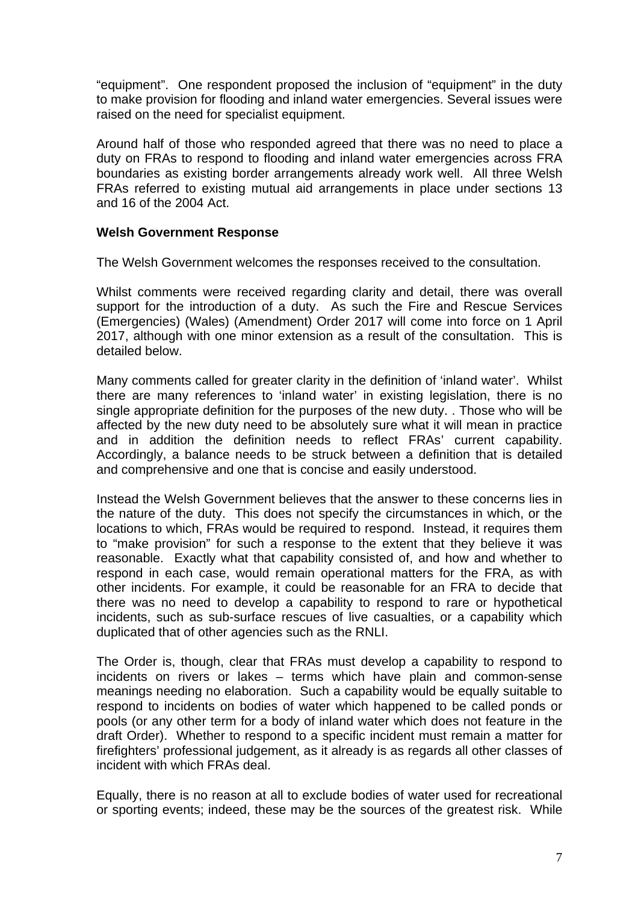"equipment". One respondent proposed the inclusion of "equipment" in the duty to make provision for flooding and inland water emergencies. Several issues were raised on the need for specialist equipment.

Around half of those who responded agreed that there was no need to place a duty on FRAs to respond to flooding and inland water emergencies across FRA boundaries as existing border arrangements already work well. All three Welsh FRAs referred to existing mutual aid arrangements in place under sections 13 and 16 of the 2004 Act.

**Welsh Government Response**

The Welsh Government welcomes the responses received to the consultation.

Whilst comments were received regarding clarity and detail, there was overall support for the introduction of a duty. As such the Fire and Rescue Services (Emergencies) (Wales) (Amendment) Order 2017 will come into force on 1 April 2017, although with one minor extension as a result of the consultation. This is detailed below.

Many comments called for greater clarity in the definition of 'inland water'. Whilst there are many references to 'inland water' in existing legislation, there is no single appropriate definition for the purposes of the new duty. . Those who will be affected by the new duty need to be absolutely sure what it will mean in practice and in addition the definition needs to reflect FRAs' current capability. Accordingly, a balance needs to be struck between a definition that is detailed and comprehensive and one that is concise and easily understood.

Instead the Welsh Government believes that the answer to these concerns lies in the nature of the duty. This does not specify the circumstances in which, or the locations to which, FRAs would be required to respond. Instead, it requires them to "make provision" for such a response to the extent that they believe it was reasonable. Exactly what that capability consisted of, and how and whether to respond in each case, would remain operational matters for the FRA, as with other incidents. For example, it could be reasonable for an FRA to decide that there was no need to develop a capability to respond to rare or hypothetical incidents, such as sub-surface rescues of live casualties, or a capability which duplicated that of other agencies such as the RNLI.

The Order is, though, clear that FRAs must develop a capability to respond to incidents on rivers or lakes – terms which have plain and common-sense meanings needing no elaboration. Such a capability would be equally suitable to respond to incidents on bodies of water which happened to be called ponds or pools (or any other term for a body of inland water which does not feature in the draft Order). Whether to respond to a specific incident must remain a matter for firefighters' professional judgement, as it already is as regards all other classes of incident with which FRAs deal.

Equally, there is no reason at all to exclude bodies of water used for recreational or sporting events; indeed, these may be the sources of the greatest risk. While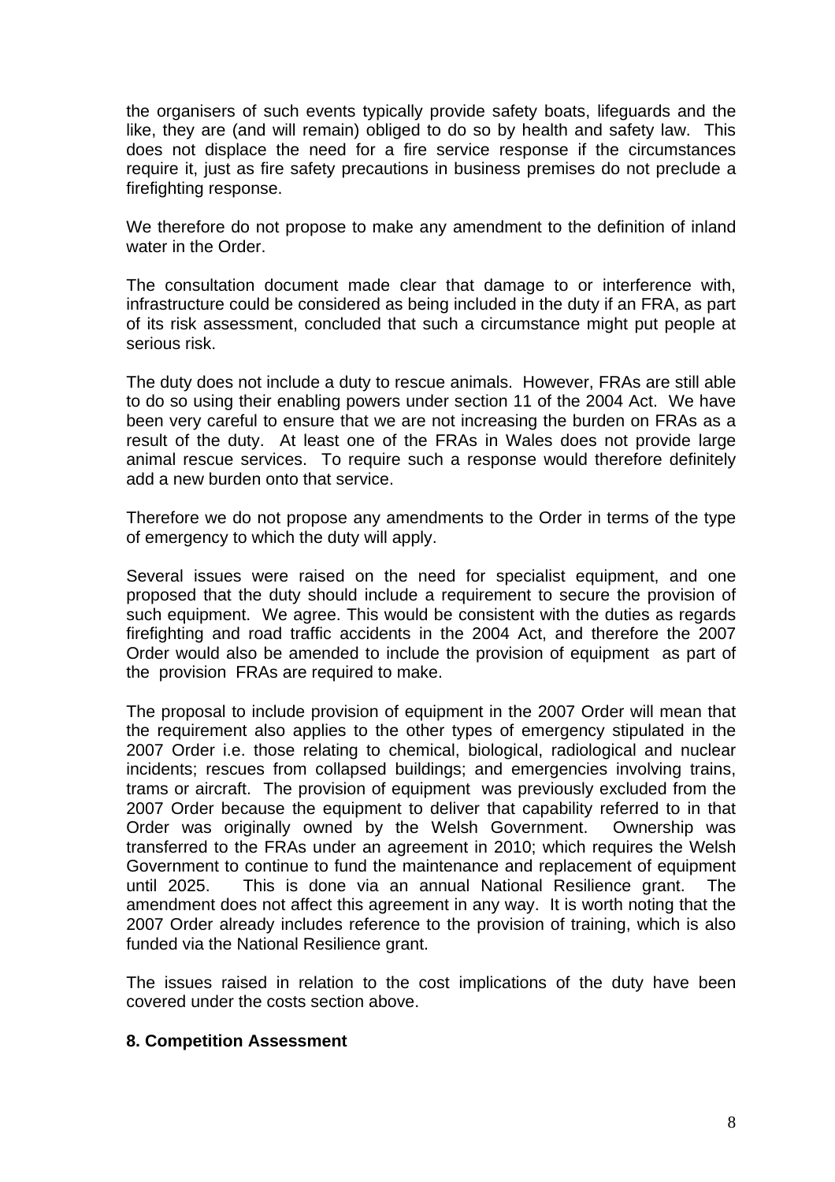the organisers of such events typically provide safety boats, lifeguards and the like, they are (and will remain) obliged to do so by health and safety law. This does not displace the need for a fire service response if the circumstances require it, just as fire safety precautions in business premises do not preclude a firefighting response.

We therefore do not propose to make any amendment to the definition of inland water in the Order.

The consultation document made clear that damage to or interference with, infrastructure could be considered as being included in the duty if an FRA, as part of its risk assessment, concluded that such a circumstance might put people at serious risk.

The duty does not include a duty to rescue animals. However, FRAs are still able to do so using their enabling powers under section 11 of the 2004 Act. We have been very careful to ensure that we are not increasing the burden on FRAs as a result of the duty. At least one of the FRAs in Wales does not provide large animal rescue services. To require such a response would therefore definitely add a new burden onto that service.

Therefore we do not propose any amendments to the Order in terms of the type of emergency to which the duty will apply.

Several issues were raised on the need for specialist equipment, and one proposed that the duty should include a requirement to secure the provision of such equipment. We agree. This would be consistent with the duties as regards firefighting and road traffic accidents in the 2004 Act, and therefore the 2007 Order would also be amended to include the provision of equipment as part of the provision FRAs are required to make.

The proposal to include provision of equipment in the 2007 Order will mean that the requirement also applies to the other types of emergency stipulated in the 2007 Order i.e. those relating to chemical, biological, radiological and nuclear incidents; rescues from collapsed buildings; and emergencies involving trains, trams or aircraft. The provision of equipment was previously excluded from the 2007 Order because the equipment to deliver that capability referred to in that Order was originally owned by the Welsh Government. Ownership was transferred to the FRAs under an agreement in 2010; which requires the Welsh Government to continue to fund the maintenance and replacement of equipment until 2025. This is done via an annual National Resilience grant. The amendment does not affect this agreement in any way. It is worth noting that the 2007 Order already includes reference to the provision of training, which is also funded via the National Resilience grant.

The issues raised in relation to the cost implications of the duty have been covered under the costs section above.

## 8. Competition Assessment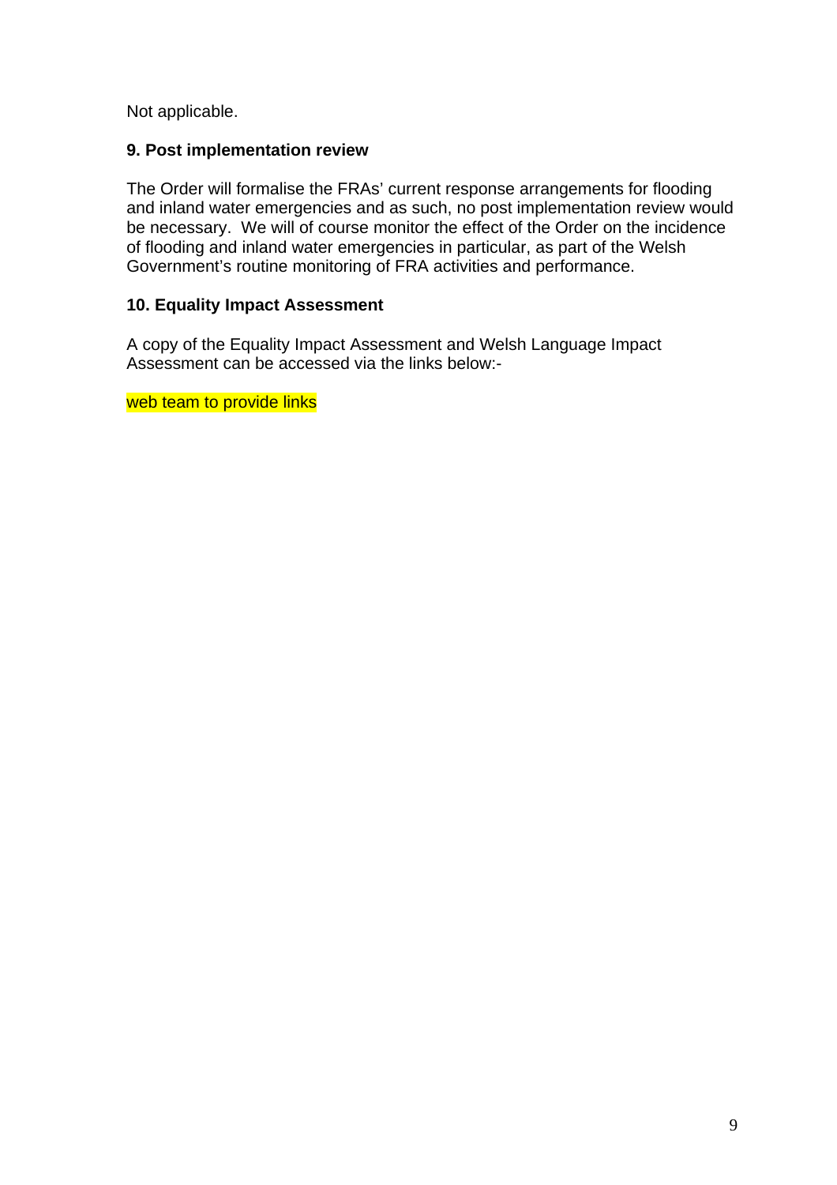Not applicable.

## 9. Post implementation review

The Order will formalise the FRAs' current response arrangements for flooding and inland water emergencies and as such, no post implementation review would be necessary. We will of course monitor the effect of the Order on the incidence of flooding and inland water emergencies in particular, as part of the Welsh Government's routine monitoring of FRA activities and performance.

## 10. Equality Impact Assessment

A copy of the Equality Impact Assessment and Welsh Language Impact Assessment can be accessed via the links below:-

web team to provide links